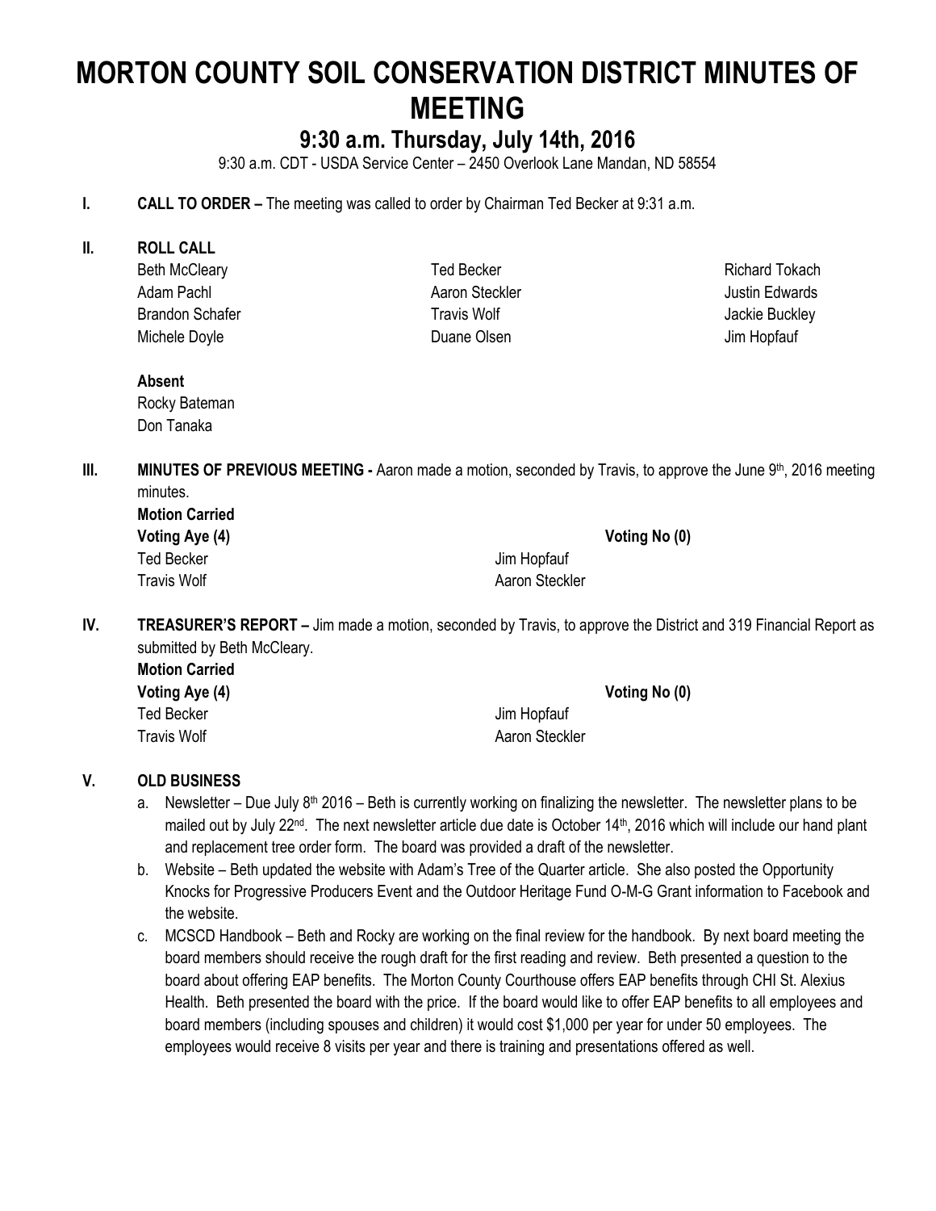# MORTON COUNTY SOIL CONSERVATION DISTRICT MINUTES OF MEETING

## 9:30 a.m. Thursday, July 14th, 2016

9:30 a.m. CDT - USDA Service Center – 2450 Overlook Lane Mandan, ND 58554

**I. CALL TO ORDER –** The meeting was called to order by Chairman Ted Becker at 9:31 a.m.

**II. ROLL CALL**

Beth McCleary
Ted Becker
Richard Tokach
Adam Pachl
Aaron Steckler
Justin Edwards
Brandon Schafer
Travis Wolf
Jackie Buckley
Michele Doyle
Duane Olsen
Jim Hopfauf

**Absent**
Rocky Bateman
Don Tanaka

**III. MINUTES OF PREVIOUS MEETING -** Aaron made a motion, seconded by Travis, to approve the June 9th, 2016 meeting minutes.

**Motion Carried**

**Voting Aye (4)** — **Voting No (0)**

Ted Becker
Jim Hopfauf
Travis Wolf
Aaron Steckler

**IV. TREASURER'S REPORT –** Jim made a motion, seconded by Travis, to approve the District and 319 Financial Report as submitted by Beth McCleary.

**Motion Carried**

**Voting Aye (4)** — **Voting No (0)**

Ted Becker
Jim Hopfauf
Travis Wolf
Aaron Steckler

**V. OLD BUSINESS**

a. Newsletter – Due July 8th 2016 – Beth is currently working on finalizing the newsletter. The newsletter plans to be mailed out by July 22nd. The next newsletter article due date is October 14th, 2016 which will include our hand plant and replacement tree order form. The board was provided a draft of the newsletter.

b. Website – Beth updated the website with Adam's Tree of the Quarter article. She also posted the Opportunity Knocks for Progressive Producers Event and the Outdoor Heritage Fund O-M-G Grant information to Facebook and the website.

c. MCSCD Handbook – Beth and Rocky are working on the final review for the handbook. By next board meeting the board members should receive the rough draft for the first reading and review. Beth presented a question to the board about offering EAP benefits. The Morton County Courthouse offers EAP benefits through CHI St. Alexius Health. Beth presented the board with the price. If the board would like to offer EAP benefits to all employees and board members (including spouses and children) it would cost $1,000 per year for under 50 employees. The employees would receive 8 visits per year and there is training and presentations offered as well.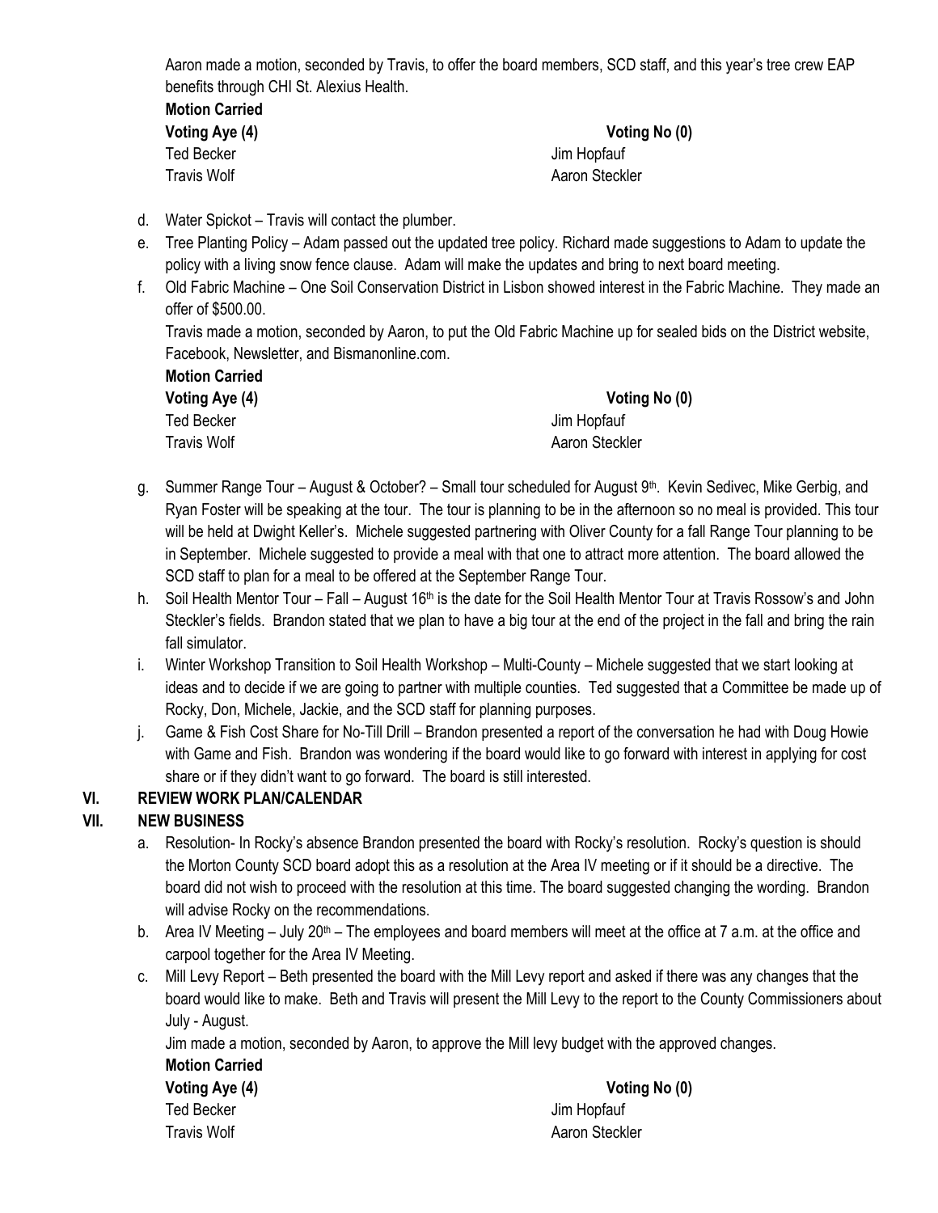Aaron made a motion, seconded by Travis, to offer the board members, SCD staff, and this year's tree crew EAP benefits through CHI St. Alexius Health.

**Motion Carried**

| **Voting Aye (4)** | **Voting No (0)** |
|---|---|
| Ted Becker | Jim Hopfauf |
| Travis Wolf | Aaron Steckler |

d. Water Spickot – Travis will contact the plumber.

e. Tree Planting Policy – Adam passed out the updated tree policy. Richard made suggestions to Adam to update the policy with a living snow fence clause. Adam will make the updates and bring to next board meeting.

f. Old Fabric Machine – One Soil Conservation District in Lisbon showed interest in the Fabric Machine. They made an offer of $500.00.

Travis made a motion, seconded by Aaron, to put the Old Fabric Machine up for sealed bids on the District website, Facebook, Newsletter, and Bismanonline.com.

**Motion Carried**

| **Voting Aye (4)** | **Voting No (0)** |
|---|---|
| Ted Becker | Jim Hopfauf |
| Travis Wolf | Aaron Steckler |

g. Summer Range Tour – August & October? – Small tour scheduled for August 9th. Kevin Sedivec, Mike Gerbig, and Ryan Foster will be speaking at the tour. The tour is planning to be in the afternoon so no meal is provided. This tour will be held at Dwight Keller's. Michele suggested partnering with Oliver County for a fall Range Tour planning to be in September. Michele suggested to provide a meal with that one to attract more attention. The board allowed the SCD staff to plan for a meal to be offered at the September Range Tour.

h. Soil Health Mentor Tour – Fall – August 16th is the date for the Soil Health Mentor Tour at Travis Rossow's and John Steckler's fields. Brandon stated that we plan to have a big tour at the end of the project in the fall and bring the rain fall simulator.

i. Winter Workshop Transition to Soil Health Workshop – Multi-County – Michele suggested that we start looking at ideas and to decide if we are going to partner with multiple counties. Ted suggested that a Committee be made up of Rocky, Don, Michele, Jackie, and the SCD staff for planning purposes.

j. Game & Fish Cost Share for No-Till Drill – Brandon presented a report of the conversation he had with Doug Howie with Game and Fish. Brandon was wondering if the board would like to go forward with interest in applying for cost share or if they didn't want to go forward. The board is still interested.

## VI. REVIEW WORK PLAN/CALENDAR

## VII. NEW BUSINESS

a. Resolution- In Rocky's absence Brandon presented the board with Rocky's resolution. Rocky's question is should the Morton County SCD board adopt this as a resolution at the Area IV meeting or if it should be a directive. The board did not wish to proceed with the resolution at this time. The board suggested changing the wording. Brandon will advise Rocky on the recommendations.

b. Area IV Meeting – July 20th – The employees and board members will meet at the office at 7 a.m. at the office and carpool together for the Area IV Meeting.

c. Mill Levy Report – Beth presented the board with the Mill Levy report and asked if there was any changes that the board would like to make. Beth and Travis will present the Mill Levy to the report to the County Commissioners about July - August.

Jim made a motion, seconded by Aaron, to approve the Mill levy budget with the approved changes.

**Motion Carried**

| **Voting Aye (4)** | **Voting No (0)** |
|---|---|
| Ted Becker | Jim Hopfauf |
| Travis Wolf | Aaron Steckler |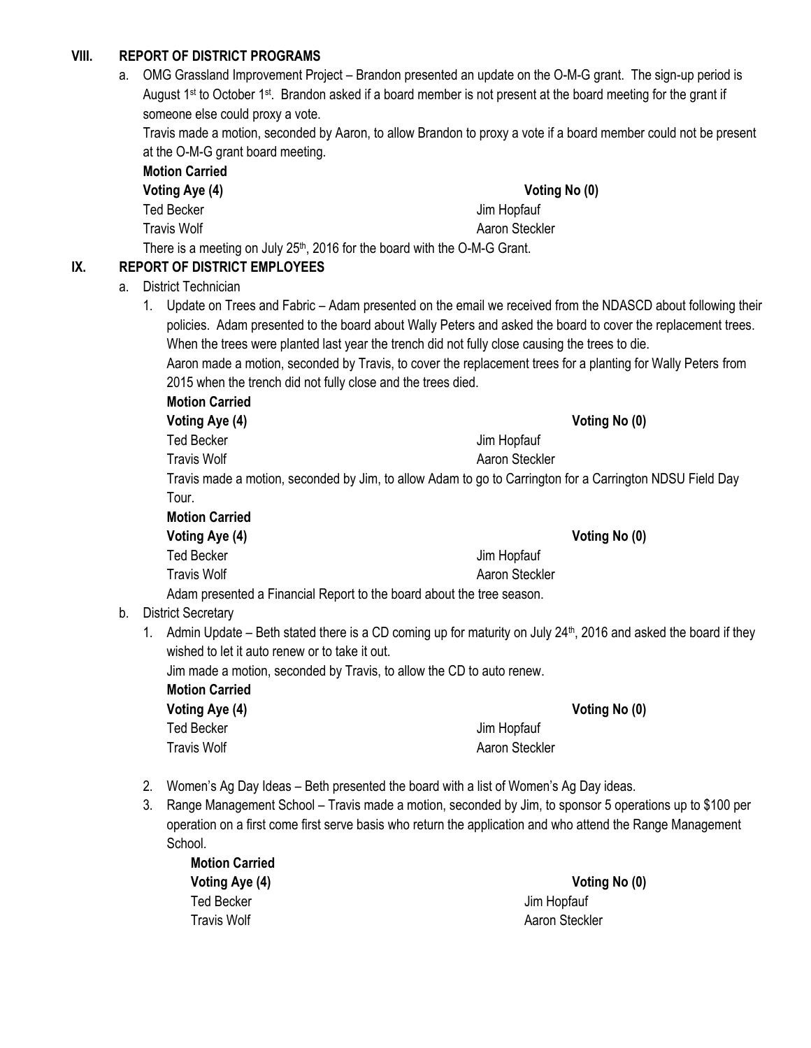## VIII. REPORT OF DISTRICT PROGRAMS

a. OMG Grassland Improvement Project – Brandon presented an update on the O-M-G grant. The sign-up period is August 1st to October 1st. Brandon asked if a board member is not present at the board meeting for the grant if someone else could proxy a vote.

Travis made a motion, seconded by Aaron, to allow Brandon to proxy a vote if a board member could not be present at the O-M-G grant board meeting.

**Motion Carried**

| **Voting Aye (4)** | **Voting No (0)** |
|---|---|
| Ted Becker | Jim Hopfauf |
| Travis Wolf | Aaron Steckler |

There is a meeting on July 25th, 2016 for the board with the O-M-G Grant.

## IX. REPORT OF DISTRICT EMPLOYEES

a. District Technician

1. Update on Trees and Fabric – Adam presented on the email we received from the NDASCD about following their policies. Adam presented to the board about Wally Peters and asked the board to cover the replacement trees. When the trees were planted last year the trench did not fully close causing the trees to die.

   Aaron made a motion, seconded by Travis, to cover the replacement trees for a planting for Wally Peters from 2015 when the trench did not fully close and the trees died.

   **Motion Carried**

   | **Voting Aye (4)** | **Voting No (0)** |
   |---|---|
   | Ted Becker | Jim Hopfauf |
   | Travis Wolf | Aaron Steckler |

   Travis made a motion, seconded by Jim, to allow Adam to go to Carrington for a Carrington NDSU Field Day Tour.

   **Motion Carried**

   | **Voting Aye (4)** | **Voting No (0)** |
   |---|---|
   | Ted Becker | Jim Hopfauf |
   | Travis Wolf | Aaron Steckler |

   Adam presented a Financial Report to the board about the tree season.

b. District Secretary

1. Admin Update – Beth stated there is a CD coming up for maturity on July 24th, 2016 and asked the board if they wished to let it auto renew or to take it out.

   Jim made a motion, seconded by Travis, to allow the CD to auto renew.

   **Motion Carried**

   | **Voting Aye (4)** | **Voting No (0)** |
   |---|---|
   | Ted Becker | Jim Hopfauf |
   | Travis Wolf | Aaron Steckler |

2. Women's Ag Day Ideas – Beth presented the board with a list of Women's Ag Day ideas.
3. Range Management School – Travis made a motion, seconded by Jim, to sponsor 5 operations up to $100 per operation on a first come first serve basis who return the application and who attend the Range Management School.

   **Motion Carried**

   | **Voting Aye (4)** | **Voting No (0)** |
   |---|---|
   | Ted Becker | Jim Hopfauf |
   | Travis Wolf | Aaron Steckler |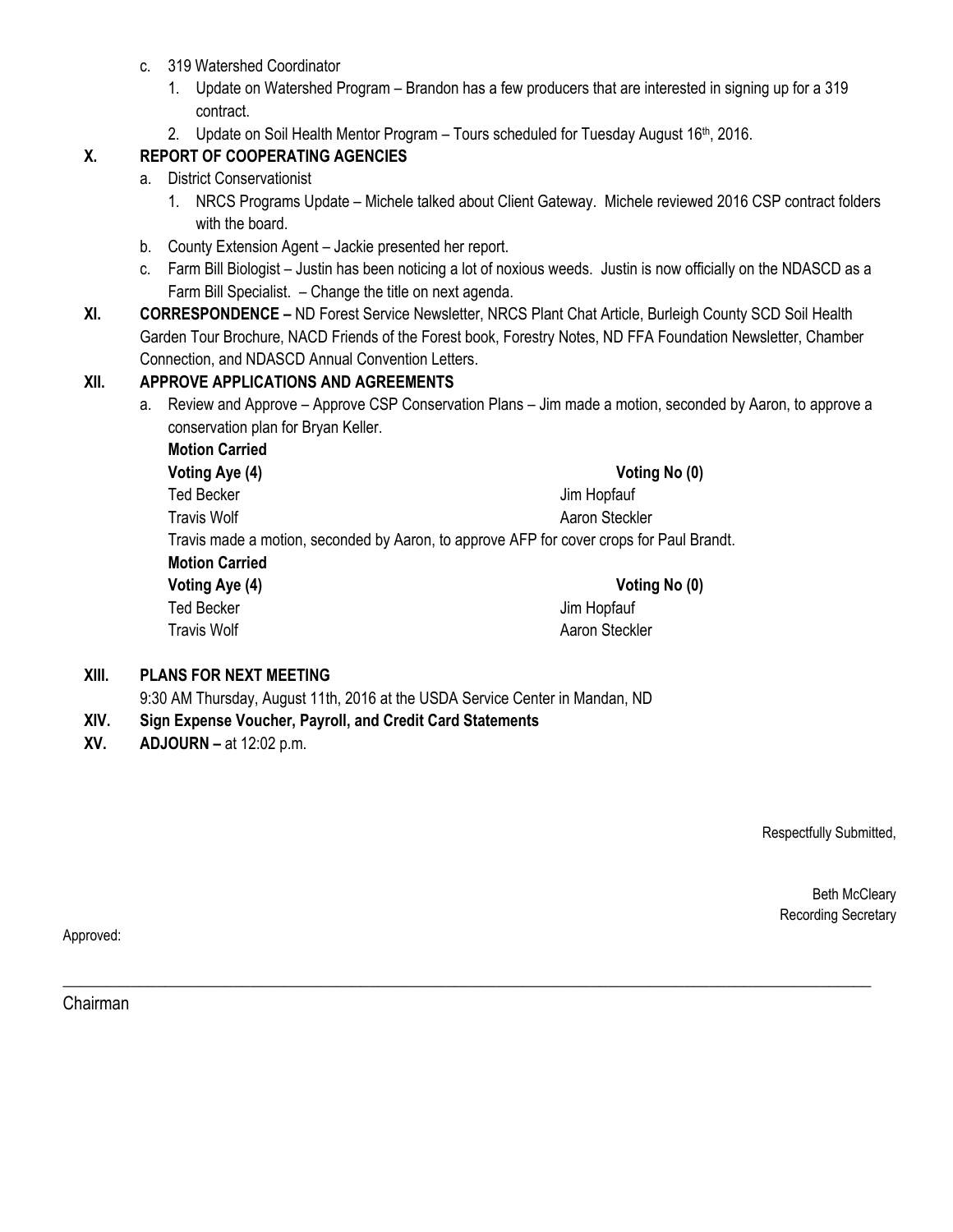c. 319 Watershed Coordinator
   1. Update on Watershed Program – Brandon has a few producers that are interested in signing up for a 319 contract.
   2. Update on Soil Health Mentor Program – Tours scheduled for Tuesday August 16th, 2016.

**X. REPORT OF COOPERATING AGENCIES**

a. District Conservationist
   1. NRCS Programs Update – Michele talked about Client Gateway. Michele reviewed 2016 CSP contract folders with the board.

b. County Extension Agent – Jackie presented her report.

c. Farm Bill Biologist – Justin has been noticing a lot of noxious weeds. Justin is now officially on the NDASCD as a Farm Bill Specialist. – Change the title on next agenda.

**XI. CORRESPONDENCE –** ND Forest Service Newsletter, NRCS Plant Chat Article, Burleigh County SCD Soil Health Garden Tour Brochure, NACD Friends of the Forest book, Forestry Notes, ND FFA Foundation Newsletter, Chamber Connection, and NDASCD Annual Convention Letters.

**XII. APPROVE APPLICATIONS AND AGREEMENTS**

a. Review and Approve – Approve CSP Conservation Plans – Jim made a motion, seconded by Aaron, to approve a conservation plan for Bryan Keller.

**Motion Carried**

| **Voting Aye (4)** | **Voting No (0)** |
|---|---|
| Ted Becker | Jim Hopfauf |
| Travis Wolf | Aaron Steckler |

Travis made a motion, seconded by Aaron, to approve AFP for cover crops for Paul Brandt.

**Motion Carried**

| **Voting Aye (4)** | **Voting No (0)** |
|---|---|
| Ted Becker | Jim Hopfauf |
| Travis Wolf | Aaron Steckler |

**XIII. PLANS FOR NEXT MEETING**

9:30 AM Thursday, August 11th, 2016 at the USDA Service Center in Mandan, ND

**XIV. Sign Expense Voucher, Payroll, and Credit Card Statements**

**XV. ADJOURN –** at 12:02 p.m.

Respectfully Submitted,

Beth McCleary
Recording Secretary

Approved:

______________________________________________

Chairman